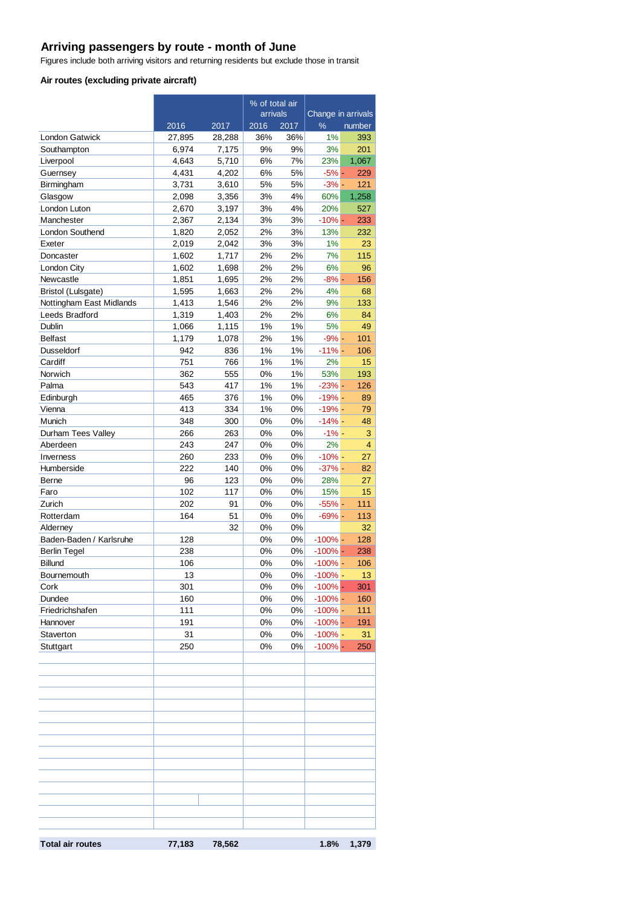# Arriving passengers by route - month of June

Figures include both arriving visitors and returning residents but exclude those in transit

### Air routes (excluding private aircraft)

| | 2016 | 2017 | % of total air arrivals 2016 | 2017 | Change in arrivals % | number |
|---|---|---|---|---|---|---|
| London Gatwick | 27,895 | 28,288 | 36% | 36% | 1% | 393 |
| Southampton | 6,974 | 7,175 | 9% | 9% | 3% | 201 |
| Liverpool | 4,643 | 5,710 | 6% | 7% | 23% | 1,067 |
| Guernsey | 4,431 | 4,202 | 6% | 5% | -5% | - 229 |
| Birmingham | 3,731 | 3,610 | 5% | 5% | -3% | - 121 |
| Glasgow | 2,098 | 3,356 | 3% | 4% | 60% | 1,258 |
| London Luton | 2,670 | 3,197 | 3% | 4% | 20% | 527 |
| Manchester | 2,367 | 2,134 | 3% | 3% | -10% | - 233 |
| London Southend | 1,820 | 2,052 | 2% | 3% | 13% | 232 |
| Exeter | 2,019 | 2,042 | 3% | 3% | 1% | 23 |
| Doncaster | 1,602 | 1,717 | 2% | 2% | 7% | 115 |
| London City | 1,602 | 1,698 | 2% | 2% | 6% | 96 |
| Newcastle | 1,851 | 1,695 | 2% | 2% | -8% | - 156 |
| Bristol (Lulsgate) | 1,595 | 1,663 | 2% | 2% | 4% | 68 |
| Nottingham East Midlands | 1,413 | 1,546 | 2% | 2% | 9% | 133 |
| Leeds Bradford | 1,319 | 1,403 | 2% | 2% | 6% | 84 |
| Dublin | 1,066 | 1,115 | 1% | 1% | 5% | 49 |
| Belfast | 1,179 | 1,078 | 2% | 1% | -9% | - 101 |
| Dusseldorf | 942 | 836 | 1% | 1% | -11% | - 106 |
| Cardiff | 751 | 766 | 1% | 1% | 2% | 15 |
| Norwich | 362 | 555 | 0% | 1% | 53% | 193 |
| Palma | 543 | 417 | 1% | 1% | -23% | - 126 |
| Edinburgh | 465 | 376 | 1% | 0% | -19% | - 89 |
| Vienna | 413 | 334 | 1% | 0% | -19% | - 79 |
| Munich | 348 | 300 | 0% | 0% | -14% | - 48 |
| Durham Tees Valley | 266 | 263 | 0% | 0% | -1% | - 3 |
| Aberdeen | 243 | 247 | 0% | 0% | 2% | 4 |
| Inverness | 260 | 233 | 0% | 0% | -10% | - 27 |
| Humberside | 222 | 140 | 0% | 0% | -37% | - 82 |
| Berne | 96 | 123 | 0% | 0% | 28% | 27 |
| Faro | 102 | 117 | 0% | 0% | 15% | 15 |
| Zurich | 202 | 91 | 0% | 0% | -55% | - 111 |
| Rotterdam | 164 | 51 | 0% | 0% | -69% | - 113 |
| Alderney | | 32 | 0% | 0% | | 32 |
| Baden-Baden / Karlsruhe | 128 | | 0% | 0% | -100% | - 128 |
| Berlin Tegel | 238 | | 0% | 0% | -100% | - 238 |
| Billund | 106 | | 0% | 0% | -100% | - 106 |
| Bournemouth | 13 | | 0% | 0% | -100% | - 13 |
| Cork | 301 | | 0% | 0% | -100% | - 301 |
| Dundee | 160 | | 0% | 0% | -100% | - 160 |
| Friedrichshafen | 111 | | 0% | 0% | -100% | - 111 |
| Hannover | 191 | | 0% | 0% | -100% | - 191 |
| Staverton | 31 | | 0% | 0% | -100% | - 31 |
| Stuttgart | 250 | | 0% | 0% | -100% | - 250 |
| **Total air routes** | **77,183** | **78,562** | | | **1.8%** | **1,379** |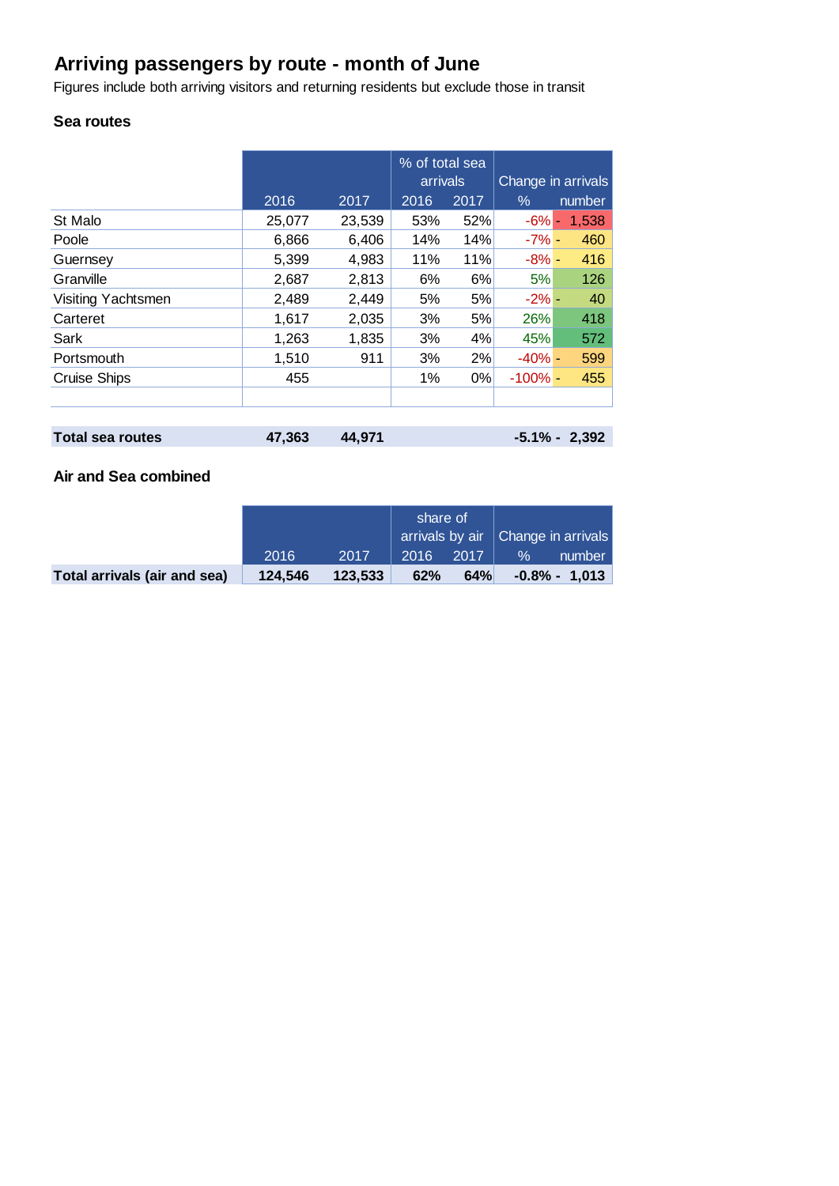## Arriving passengers by route - month of June

Figures include both arriving visitors and returning residents but exclude those in transit

### Sea routes

| | | | % of total sea arrivals | | Change in arrivals | |
|---|---|---|---|---|---|---|
| | 2016 | 2017 | 2016 | 2017 | % | number |
| St Malo | 25,077 | 23,539 | 53% | 52% | -6% | - 1,538 |
| Poole | 6,866 | 6,406 | 14% | 14% | -7% | - 460 |
| Guernsey | 5,399 | 4,983 | 11% | 11% | -8% | - 416 |
| Granville | 2,687 | 2,813 | 6% | 6% | 5% | 126 |
| Visiting Yachtsmen | 2,489 | 2,449 | 5% | 5% | -2% | - 40 |
| Carteret | 1,617 | 2,035 | 3% | 5% | 26% | 418 |
| Sark | 1,263 | 1,835 | 3% | 4% | 45% | 572 |
| Portsmouth | 1,510 | 911 | 3% | 2% | -40% | - 599 |
| Cruise Ships | 455 | | 1% | 0% | -100% | - 455 |
| | | | | | | |
| **Total sea routes** | **47,363** | **44,971** | | | **-5.1%** | **- 2,392** |

### Air and Sea combined

| | | | share of arrivals by air | | Change in arrivals | |
|---|---|---|---|---|---|---|
| | 2016 | 2017 | 2016 | 2017 | % | number |
| **Total arrivals (air and sea)** | **124,546** | **123,533** | **62%** | **64%** | **-0.8%** | **- 1,013** |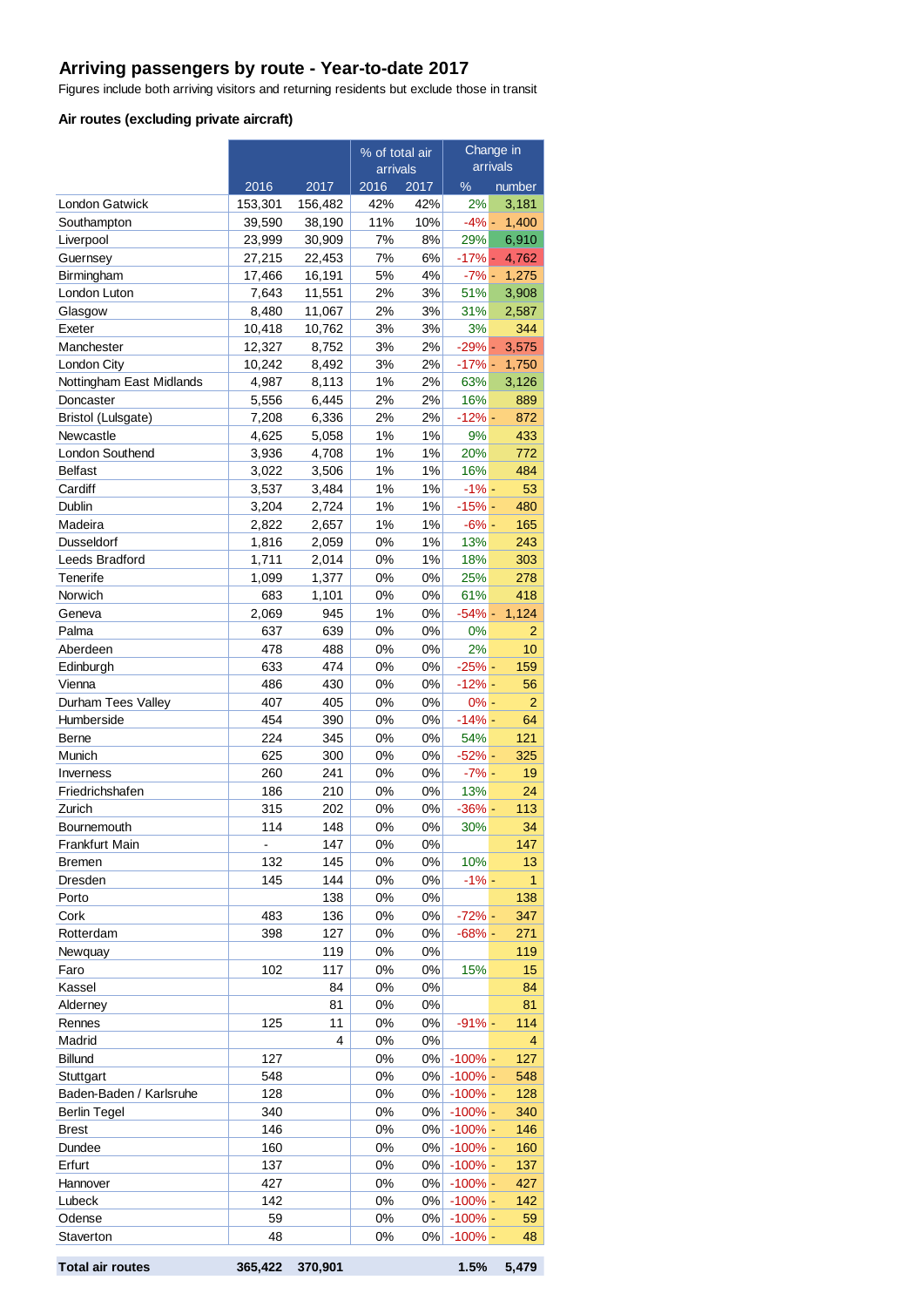# Arriving passengers by route - Year-to-date 2017

Figures include both arriving visitors and returning residents but exclude those in transit

### Air routes (excluding private aircraft)

| | | | % of total air arrivals | | Change in arrivals | |
|---|---|---|---|---|---|---|
| | 2016 | 2017 | 2016 | 2017 | % | number |
| London Gatwick | 153,301 | 156,482 | 42% | 42% | 2% | 3,181 |
| Southampton | 39,590 | 38,190 | 11% | 10% | -4% | - 1,400 |
| Liverpool | 23,999 | 30,909 | 7% | 8% | 29% | 6,910 |
| Guernsey | 27,215 | 22,453 | 7% | 6% | -17% | - 4,762 |
| Birmingham | 17,466 | 16,191 | 5% | 4% | -7% | - 1,275 |
| London Luton | 7,643 | 11,551 | 2% | 3% | 51% | 3,908 |
| Glasgow | 8,480 | 11,067 | 2% | 3% | 31% | 2,587 |
| Exeter | 10,418 | 10,762 | 3% | 3% | 3% | 344 |
| Manchester | 12,327 | 8,752 | 3% | 2% | -29% | - 3,575 |
| London City | 10,242 | 8,492 | 3% | 2% | -17% | - 1,750 |
| Nottingham East Midlands | 4,987 | 8,113 | 1% | 2% | 63% | 3,126 |
| Doncaster | 5,556 | 6,445 | 2% | 2% | 16% | 889 |
| Bristol (Lulsgate) | 7,208 | 6,336 | 2% | 2% | -12% | - 872 |
| Newcastle | 4,625 | 5,058 | 1% | 1% | 9% | 433 |
| London Southend | 3,936 | 4,708 | 1% | 1% | 20% | 772 |
| Belfast | 3,022 | 3,506 | 1% | 1% | 16% | 484 |
| Cardiff | 3,537 | 3,484 | 1% | 1% | -1% | - 53 |
| Dublin | 3,204 | 2,724 | 1% | 1% | -15% | - 480 |
| Madeira | 2,822 | 2,657 | 1% | 1% | -6% | - 165 |
| Dusseldorf | 1,816 | 2,059 | 0% | 1% | 13% | 243 |
| Leeds Bradford | 1,711 | 2,014 | 0% | 1% | 18% | 303 |
| Tenerife | 1,099 | 1,377 | 0% | 0% | 25% | 278 |
| Norwich | 683 | 1,101 | 0% | 0% | 61% | 418 |
| Geneva | 2,069 | 945 | 1% | 0% | -54% | - 1,124 |
| Palma | 637 | 639 | 0% | 0% | 0% | 2 |
| Aberdeen | 478 | 488 | 0% | 0% | 2% | 10 |
| Edinburgh | 633 | 474 | 0% | 0% | -25% | - 159 |
| Vienna | 486 | 430 | 0% | 0% | -12% | - 56 |
| Durham Tees Valley | 407 | 405 | 0% | 0% | 0% | - 2 |
| Humberside | 454 | 390 | 0% | 0% | -14% | - 64 |
| Berne | 224 | 345 | 0% | 0% | 54% | 121 |
| Munich | 625 | 300 | 0% | 0% | -52% | - 325 |
| Inverness | 260 | 241 | 0% | 0% | -7% | - 19 |
| Friedrichshafen | 186 | 210 | 0% | 0% | 13% | 24 |
| Zurich | 315 | 202 | 0% | 0% | -36% | - 113 |
| Bournemouth | 114 | 148 | 0% | 0% | 30% | 34 |
| Frankfurt Main | - | 147 | 0% | 0% | | 147 |
| Bremen | 132 | 145 | 0% | 0% | 10% | 13 |
| Dresden | 145 | 144 | 0% | 0% | -1% | - 1 |
| Porto | | 138 | 0% | 0% | | 138 |
| Cork | 483 | 136 | 0% | 0% | -72% | - 347 |
| Rotterdam | 398 | 127 | 0% | 0% | -68% | - 271 |
| Newquay | | 119 | 0% | 0% | | 119 |
| Faro | 102 | 117 | 0% | 0% | 15% | 15 |
| Kassel | | 84 | 0% | 0% | | 84 |
| Alderney | | 81 | 0% | 0% | | 81 |
| Rennes | 125 | 11 | 0% | 0% | -91% | - 114 |
| Madrid | | 4 | 0% | 0% | | 4 |
| Billund | 127 | | 0% | 0% | -100% | - 127 |
| Stuttgart | 548 | | 0% | 0% | -100% | - 548 |
| Baden-Baden / Karlsruhe | 128 | | 0% | 0% | -100% | - 128 |
| Berlin Tegel | 340 | | 0% | 0% | -100% | - 340 |
| Brest | 146 | | 0% | 0% | -100% | - 146 |
| Dundee | 160 | | 0% | 0% | -100% | - 160 |
| Erfurt | 137 | | 0% | 0% | -100% | - 137 |
| Hannover | 427 | | 0% | 0% | -100% | - 427 |
| Lubeck | 142 | | 0% | 0% | -100% | - 142 |
| Odense | 59 | | 0% | 0% | -100% | - 59 |
| Staverton | 48 | | 0% | 0% | -100% | - 48 |
| **Total air routes** | **365,422** | **370,901** | | | **1.5%** | **5,479** |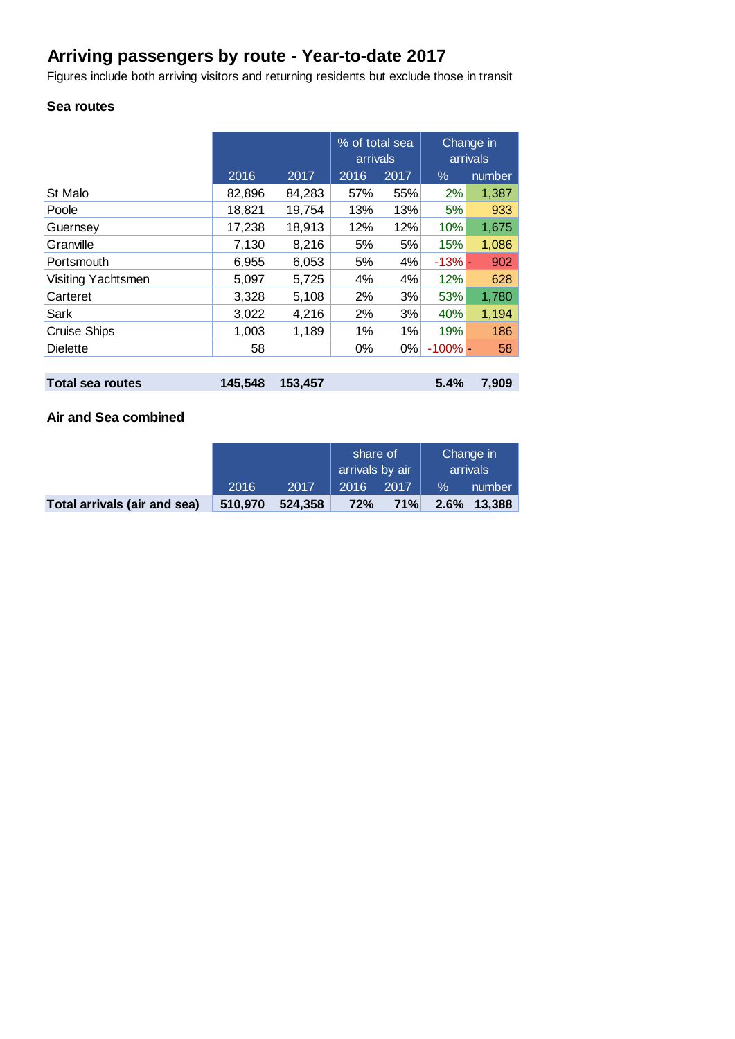# Arriving passengers by route - Year-to-date 2017

Figures include both arriving visitors and returning residents but exclude those in transit

## Sea routes

| | | | % of total sea arrivals | | Change in arrivals | |
|---|---|---|---|---|---|---|
| | 2016 | 2017 | 2016 | 2017 | % | number |
| St Malo | 82,896 | 84,283 | 57% | 55% | 2% | 1,387 |
| Poole | 18,821 | 19,754 | 13% | 13% | 5% | 933 |
| Guernsey | 17,238 | 18,913 | 12% | 12% | 10% | 1,675 |
| Granville | 7,130 | 8,216 | 5% | 5% | 15% | 1,086 |
| Portsmouth | 6,955 | 6,053 | 5% | 4% | -13% | - 902 |
| Visiting Yachtsmen | 5,097 | 5,725 | 4% | 4% | 12% | 628 |
| Carteret | 3,328 | 5,108 | 2% | 3% | 53% | 1,780 |
| Sark | 3,022 | 4,216 | 2% | 3% | 40% | 1,194 |
| Cruise Ships | 1,003 | 1,189 | 1% | 1% | 19% | 186 |
| Dielette | 58 | | 0% | 0% | -100% | - 58 |
| **Total sea routes** | **145,548** | **153,457** | | | **5.4%** | **7,909** |

## Air and Sea combined

| | | | share of arrivals by air | | Change in arrivals | |
|---|---|---|---|---|---|---|
| | 2016 | 2017 | 2016 | 2017 | % | number |
| **Total arrivals (air and sea)** | **510,970** | **524,358** | **72%** | **71%** | **2.6%** | **13,388** |